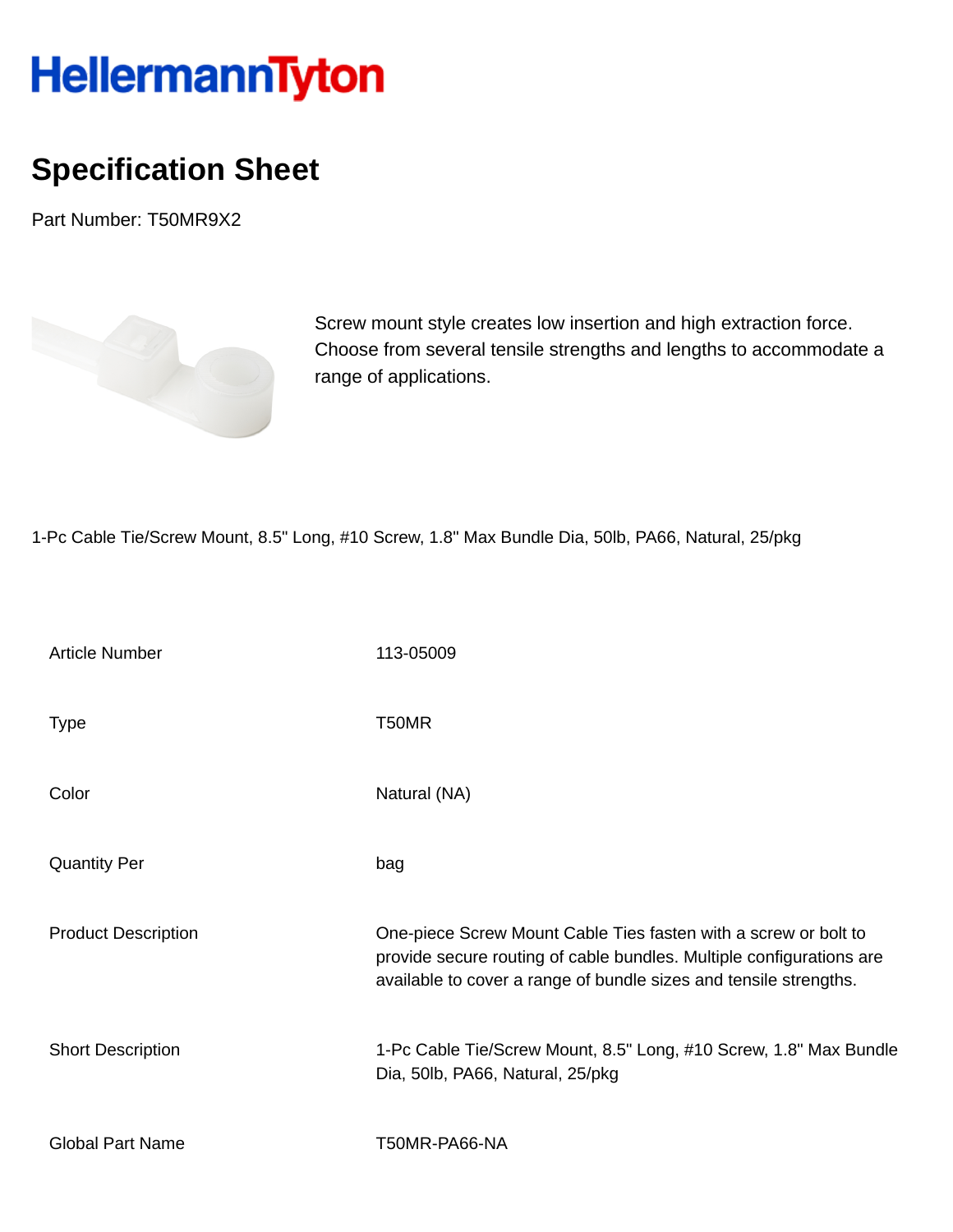HellermannTyton

# Specification Sheet

Part Number: T50MR9X2

Screw mount style creates low insertion and high extraction force. Choose from several tensile strengths and lengths to accommodate a range of applications.

1-Pc Cable Tie/Screw Mount, 8.5" Long, #10 Screw, 1.8" Max Bundle Dia, 50lb, PA66, Natural, 25/pkg

| | |
|---|---|
| Article Number | 113-05009 |
| Type | T50MR |
| Color | Natural (NA) |
| Quantity Per | bag |
| Product Description | One-piece Screw Mount Cable Ties fasten with a screw or bolt to provide secure routing of cable bundles. Multiple configurations are available to cover a range of bundle sizes and tensile strengths. |
| Short Description | 1-Pc Cable Tie/Screw Mount, 8.5" Long, #10 Screw, 1.8" Max Bundle Dia, 50lb, PA66, Natural, 25/pkg |
| Global Part Name | T50MR-PA66-NA |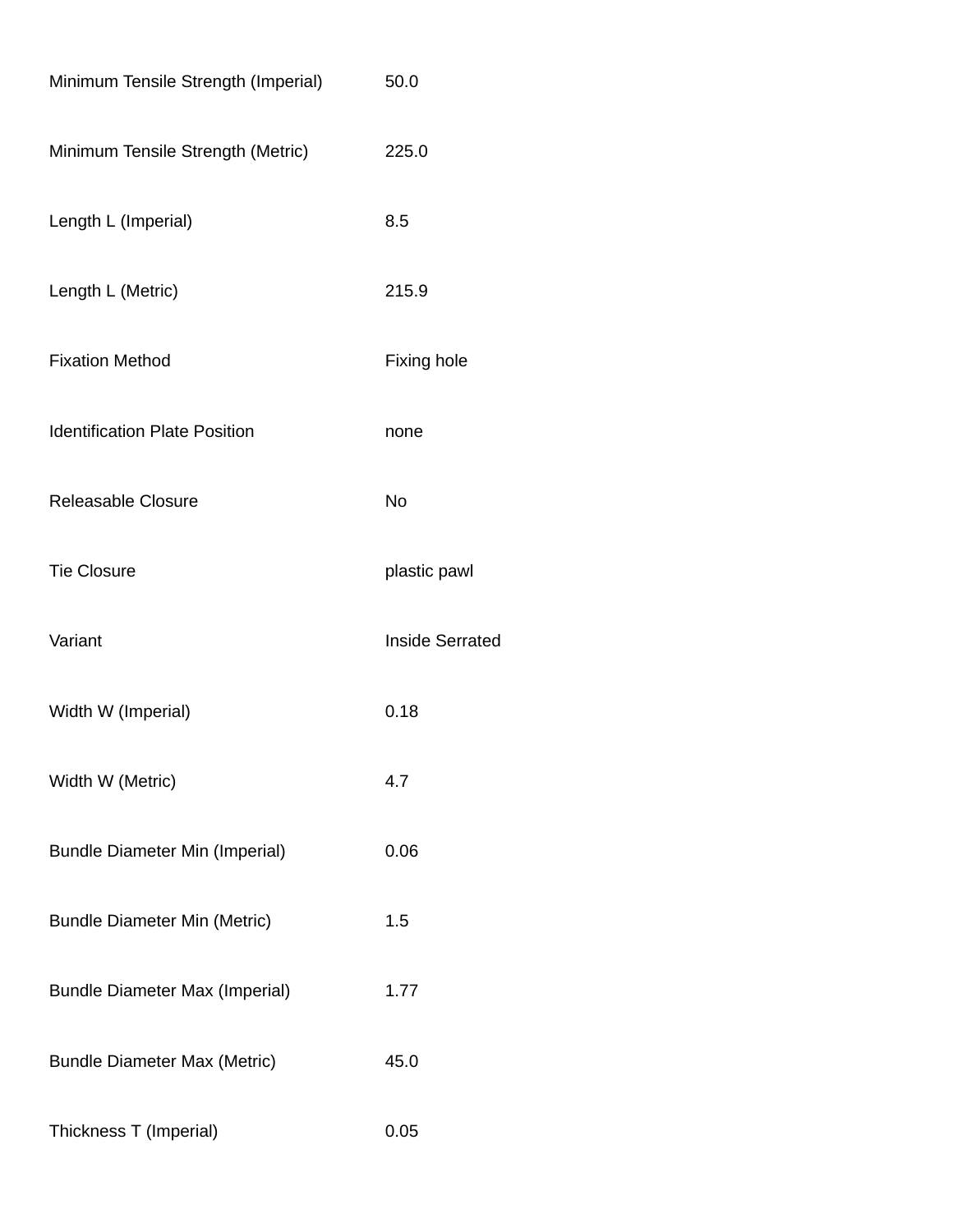| | |
|---|---|
| Minimum Tensile Strength (Imperial) | 50.0 |
| Minimum Tensile Strength (Metric) | 225.0 |
| Length L (Imperial) | 8.5 |
| Length L (Metric) | 215.9 |
| Fixation Method | Fixing hole |
| Identification Plate Position | none |
| Releasable Closure | No |
| Tie Closure | plastic pawl |
| Variant | Inside Serrated |
| Width W (Imperial) | 0.18 |
| Width W (Metric) | 4.7 |
| Bundle Diameter Min (Imperial) | 0.06 |
| Bundle Diameter Min (Metric) | 1.5 |
| Bundle Diameter Max (Imperial) | 1.77 |
| Bundle Diameter Max (Metric) | 45.0 |
| Thickness T (Imperial) | 0.05 |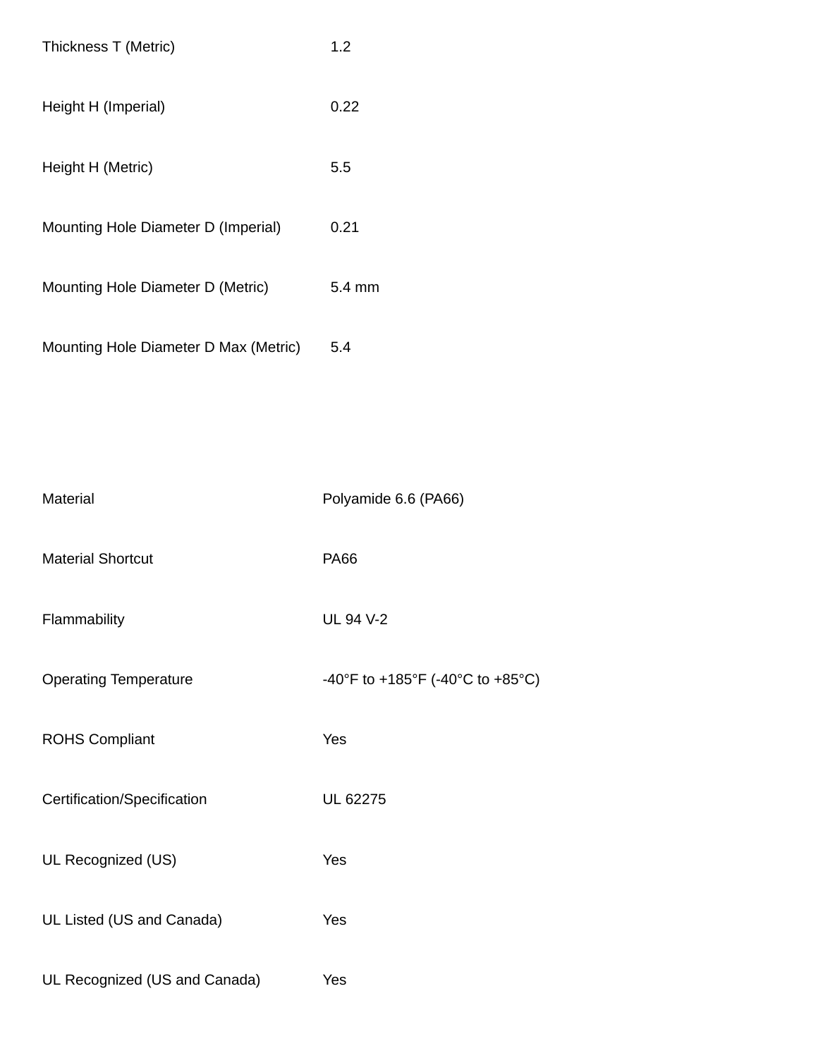| | |
|---|---|
| Thickness T (Metric) | 1.2 |
| Height H (Imperial) | 0.22 |
| Height H (Metric) | 5.5 |
| Mounting Hole Diameter D (Imperial) | 0.21 |
| Mounting Hole Diameter D (Metric) | 5.4 mm |
| Mounting Hole Diameter D Max (Metric) | 5.4 |

| | |
|---|---|
| Material | Polyamide 6.6 (PA66) |
| Material Shortcut | PA66 |
| Flammability | UL 94 V-2 |
| Operating Temperature | -40°F to +185°F (-40°C to +85°C) |
| ROHS Compliant | Yes |
| Certification/Specification | UL 62275 |
| UL Recognized (US) | Yes |
| UL Listed (US and Canada) | Yes |
| UL Recognized (US and Canada) | Yes |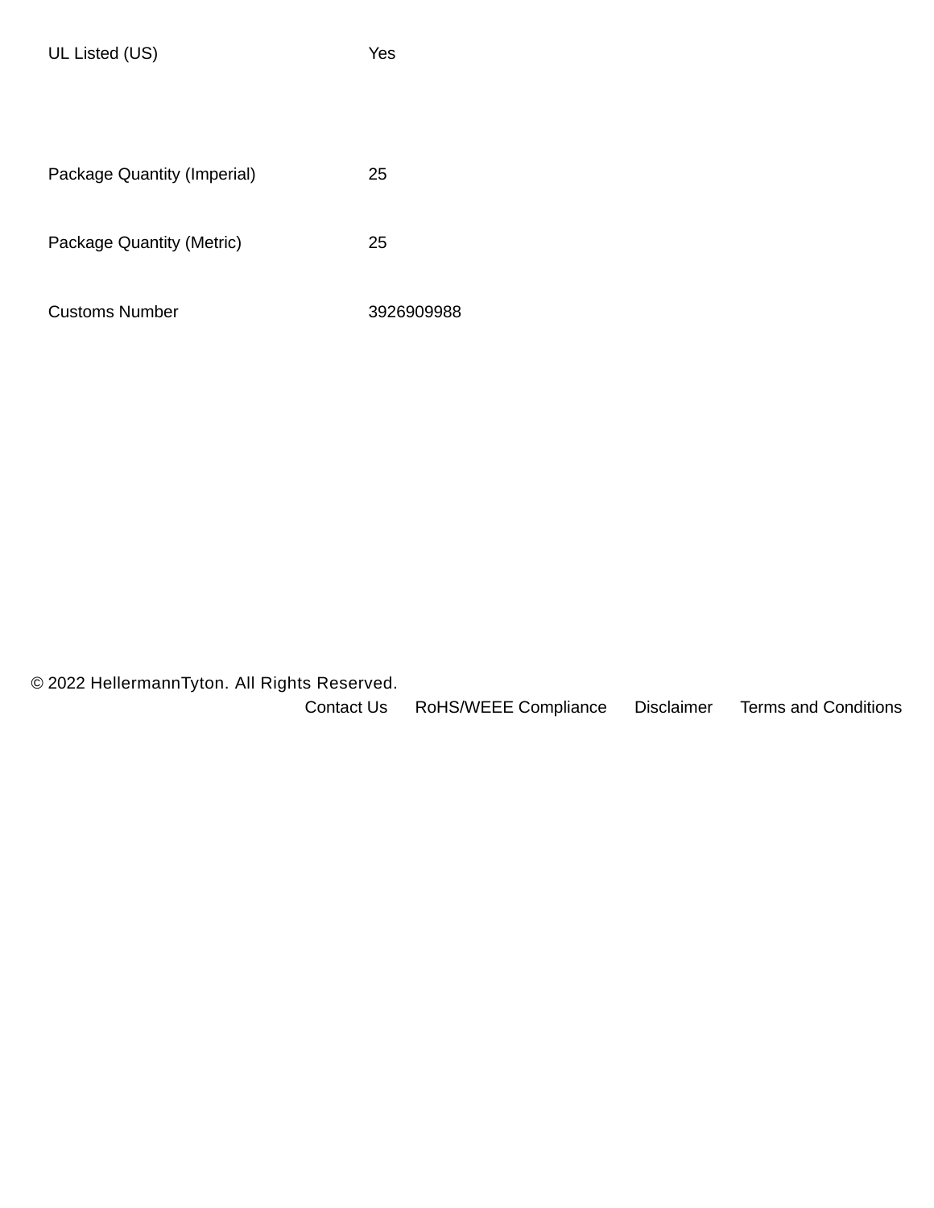| | |
|---|---|
| UL Listed (US) | Yes |
| Package Quantity (Imperial) | 25 |
| Package Quantity (Metric) | 25 |
| Customs Number | 3926909988 |

© 2022 HellermannTyton. All Rights Reserved.

Contact Us RoHS/WEEE Compliance Disclaimer Terms and Conditions